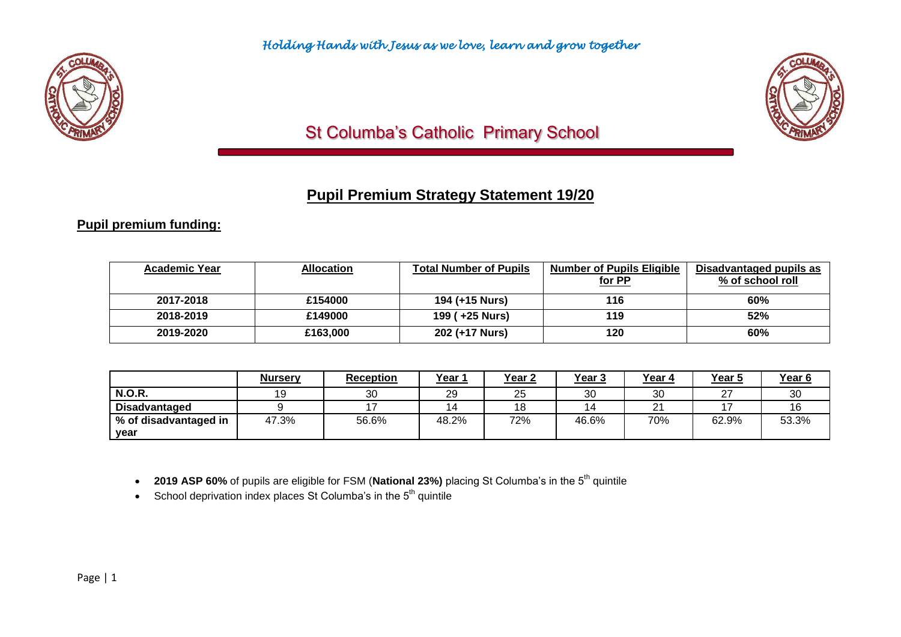*Holding Hands with Jesus as we love, learn and grow together*

# St Columba's Catholic Primary School

## Pupil Premium Strategy Statement 19/20

### Pupil premium funding:

| Academic Year | Allocation | Total Number of Pupils | Number of Pupils Eligible for PP | Disadvantaged pupils as % of school roll |
|---|---|---|---|---|
| 2017-2018 | £154000 | 194 (+15 Nurs) | 116 | 60% |
| 2018-2019 | £149000 | 199 ( +25 Nurs) | 119 | 52% |
| 2019-2020 | £163,000 | 202 (+17 Nurs) | 120 | 60% |

| | Nursery | Reception | Year 1 | Year 2 | Year 3 | Year 4 | Year 5 | Year 6 |
|---|---|---|---|---|---|---|---|---|
| **N.O.R.** | 19 | 30 | 29 | 25 | 30 | 30 | 27 | 30 |
| **Disadvantaged** | 9 | 17 | 14 | 18 | 14 | 21 | 17 | 16 |
| **% of disadvantaged in year** | 47.3% | 56.6% | 48.2% | 72% | 46.6% | 70% | 62.9% | 53.3% |

- **2019 ASP 60%** of pupils are eligible for FSM (**National 23%)** placing St Columba's in the 5th quintile
- School deprivation index places St Columba's in the 5th quintile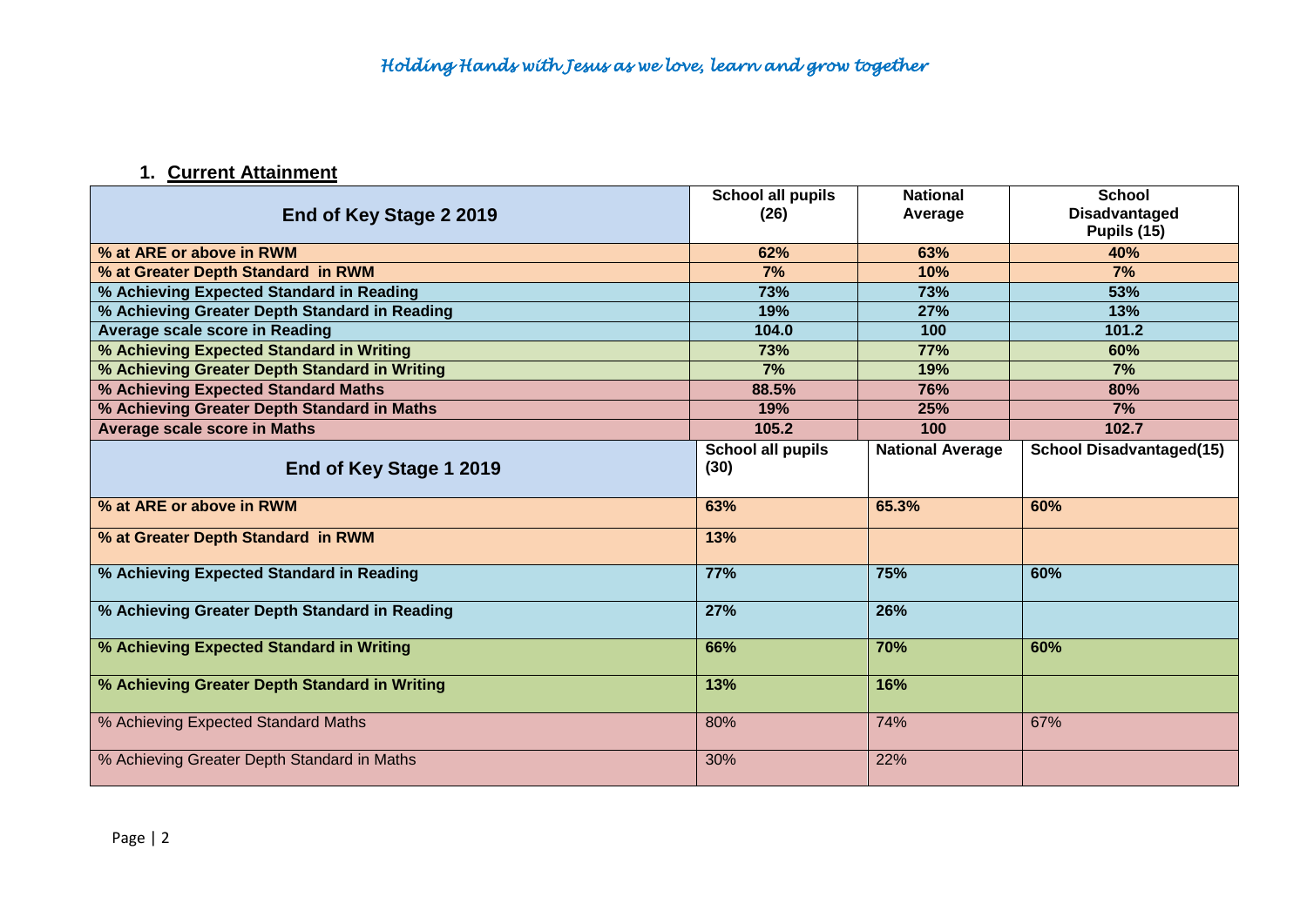## 1. Current Attainment

| End of Key Stage 2 2019 | School all pupils (26) | National Average | School Disadvantaged Pupils (15) |
|---|---|---|---|
| % at ARE or above in RWM | 62% | 63% | 40% |
| % at Greater Depth Standard in RWM | 7% | 10% | 7% |
| % Achieving Expected Standard in Reading | 73% | 73% | 53% |
| % Achieving Greater Depth Standard in Reading | 19% | 27% | 13% |
| Average scale score in Reading | 104.0 | 100 | 101.2 |
| % Achieving Expected Standard in Writing | 73% | 77% | 60% |
| % Achieving Greater Depth Standard in Writing | 7% | 19% | 7% |
| % Achieving Expected Standard Maths | 88.5% | 76% | 80% |
| % Achieving Greater Depth Standard in Maths | 19% | 25% | 7% |
| Average scale score in Maths | 105.2 | 100 | 102.7 |
| **End of Key Stage 1 2019** | **School all pupils (30)** | **National Average** | **School Disadvantaged(15)** |
| % at ARE or above in RWM | 63% | 65.3% | 60% |
| % at Greater Depth Standard in RWM | 13% | | |
| % Achieving Expected Standard in Reading | 77% | 75% | 60% |
| % Achieving Greater Depth Standard in Reading | 27% | 26% | |
| % Achieving Expected Standard in Writing | 66% | 70% | 60% |
| % Achieving Greater Depth Standard in Writing | 13% | 16% | |
| % Achieving Expected Standard Maths | 80% | 74% | 67% |
| % Achieving Greater Depth Standard in Maths | 30% | 22% | |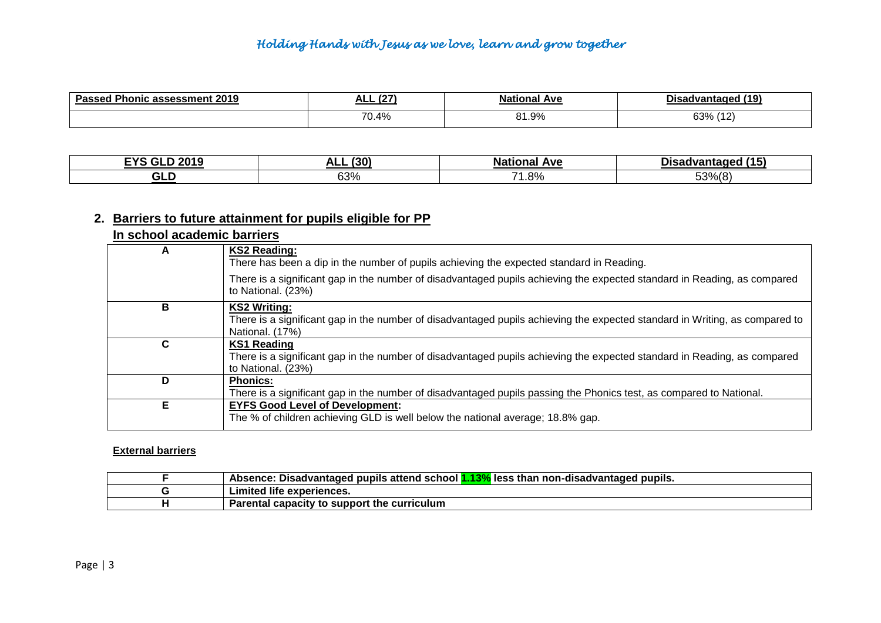| Passed Phonic assessment 2019 | ALL (27) | National Ave | Disadvantaged (19) |
|---|---|---|---|
| | 70.4% | 81.9% | 63% (12) |

| EYS GLD 2019 | ALL (30) | National Ave | Disadvantaged (15) |
|---|---|---|---|
| GLD | 63% | 71.8% | 53%(8) |

## 2. Barriers to future attainment for pupils eligible for PP

### In school academic barriers

| | |
|---|---|
| A | **KS2 Reading:** There has been a dip in the number of pupils achieving the expected standard in Reading. There is a significant gap in the number of disadvantaged pupils achieving the expected standard in Reading, as compared to National. (23%) |
| B | **KS2 Writing:** There is a significant gap in the number of disadvantaged pupils achieving the expected standard in Writing, as compared to National. (17%) |
| C | **KS1 Reading** There is a significant gap in the number of disadvantaged pupils achieving the expected standard in Reading, as compared to National. (23%) |
| D | **Phonics:** There is a significant gap in the number of disadvantaged pupils passing the Phonics test, as compared to National. |
| E | **EYFS Good Level of Development:** The % of children achieving GLD is well below the national average; 18.8% gap. |

**External barriers**

| | |
|---|---|
| F | **Absence: Disadvantaged pupils attend school 1.13% less than non-disadvantaged pupils.** |
| G | **Limited life experiences.** |
| H | **Parental capacity to support the curriculum** |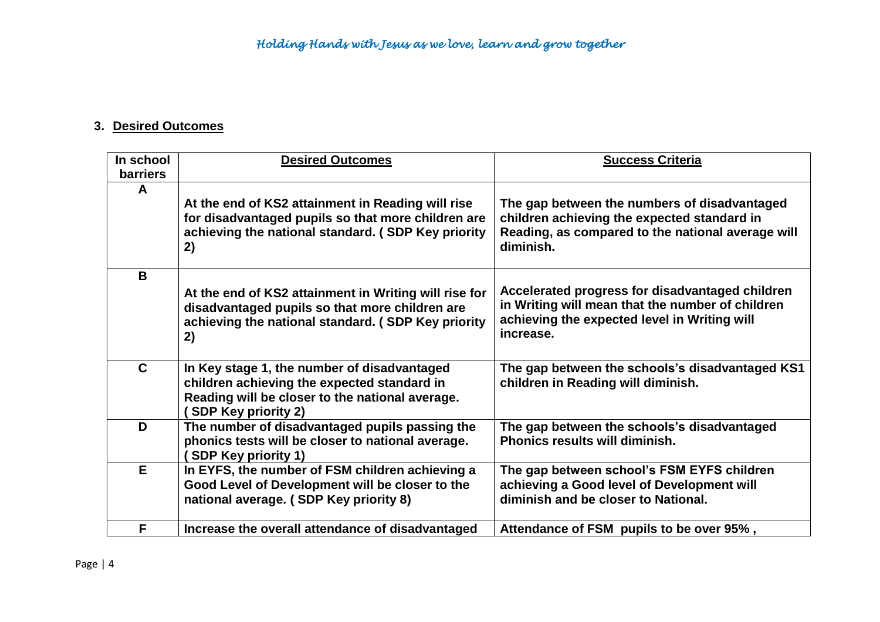## 3. Desired Outcomes

| In school barriers | Desired Outcomes | Success Criteria |
|---|---|---|
| **A** | **At the end of KS2 attainment in Reading will rise for disadvantaged pupils so that more children are achieving the national standard. ( SDP Key priority 2)** | **The gap between the numbers of disadvantaged children achieving the expected standard in Reading, as compared to the national average will diminish.** |
| **B** | **At the end of KS2 attainment in Writing will rise for disadvantaged pupils so that more children are achieving the national standard. ( SDP Key priority 2)** | **Accelerated progress for disadvantaged children in Writing will mean that the number of children achieving the expected level in Writing will increase.** |
| **C** | **In Key stage 1, the number of disadvantaged children achieving the expected standard in Reading will be closer to the national average. ( SDP Key priority 2)** | **The gap between the schools's disadvantaged KS1 children in Reading will diminish.** |
| **D** | **The number of disadvantaged pupils passing the phonics tests will be closer to national average. ( SDP Key priority 1)** | **The gap between the schools's disadvantaged Phonics results will diminish.** |
| **E** | **In EYFS, the number of FSM children achieving a Good Level of Development will be closer to the national average. ( SDP Key priority 8)** | **The gap between school's FSM EYFS children achieving a Good level of Development will diminish and be closer to National.** |
| **F** | **Increase the overall attendance of disadvantaged** | **Attendance of FSM pupils to be over 95% ,** |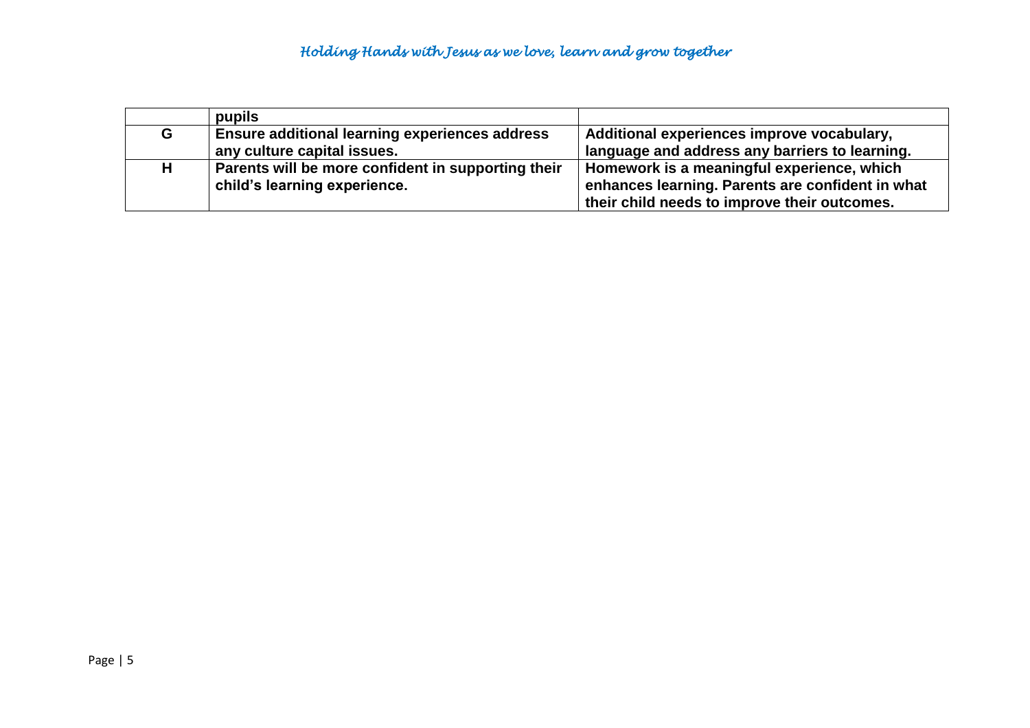| | | |
|---|---|---|
| | **pupils** | |
| **G** | **Ensure additional learning experiences address any culture capital issues.** | **Additional experiences improve vocabulary, language and address any barriers to learning.** |
| **H** | **Parents will be more confident in supporting their child's learning experience.** | **Homework is a meaningful experience, which enhances learning. Parents are confident in what their child needs to improve their outcomes.** |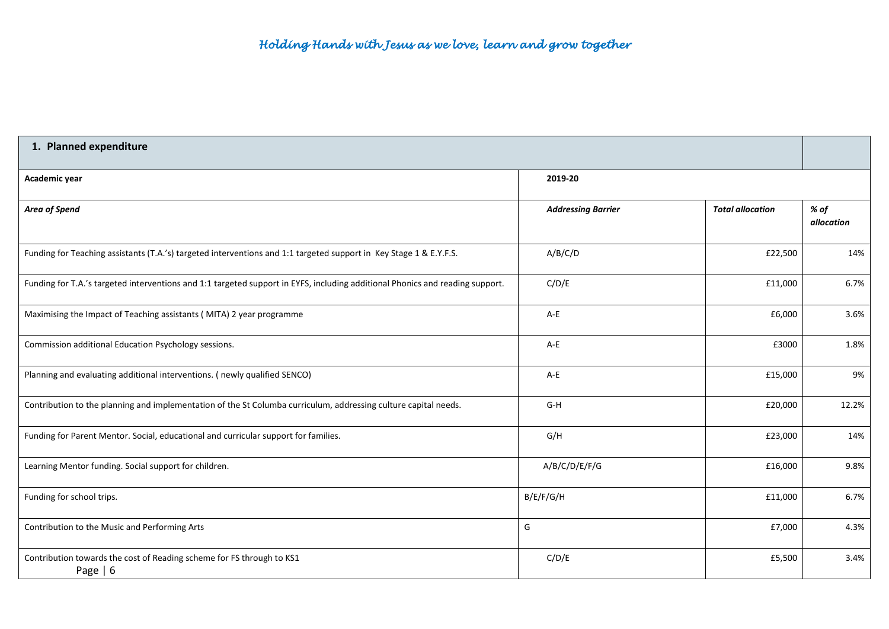*Holding Hands with Jesus as we love, learn and grow together*

| 1. Planned expenditure | | | |
|---|---|---|---|
| **Academic year** | **2019-20** | | |
| ***Area of Spend*** | ***Addressing Barrier*** | ***Total allocation*** | ***% of allocation*** |
| Funding for Teaching assistants (T.A.'s) targeted interventions and 1:1 targeted support in Key Stage 1 & E.Y.F.S. | A/B/C/D | £22,500 | 14% |
| Funding for T.A.'s targeted interventions and 1:1 targeted support in EYFS, including additional Phonics and reading support. | C/D/E | £11,000 | 6.7% |
| Maximising the Impact of Teaching assistants ( MITA) 2 year programme | A-E | £6,000 | 3.6% |
| Commission additional Education Psychology sessions. | A-E | £3000 | 1.8% |
| Planning and evaluating additional interventions. ( newly qualified SENCO) | A-E | £15,000 | 9% |
| Contribution to the planning and implementation of the St Columba curriculum, addressing culture capital needs. | G-H | £20,000 | 12.2% |
| Funding for Parent Mentor. Social, educational and curricular support for families. | G/H | £23,000 | 14% |
| Learning Mentor funding. Social support for children. | A/B/C/D/E/F/G | £16,000 | 9.8% |
| Funding for school trips. | B/E/F/G/H | £11,000 | 6.7% |
| Contribution to the Music and Performing Arts | G | £7,000 | 4.3% |
| Contribution towards the cost of Reading scheme for FS through to KS1 | C/D/E | £5,500 | 3.4% |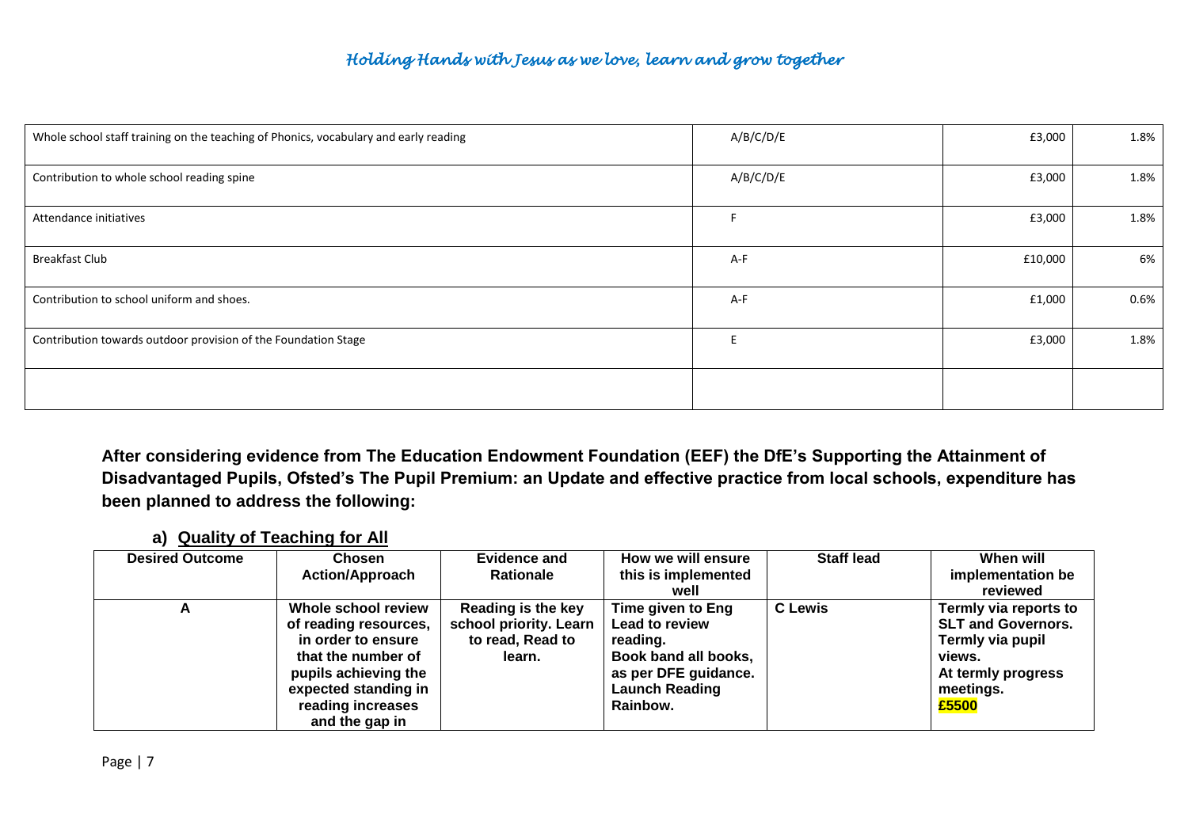| | | | |
|---|---|---|---|
| Whole school staff training on the teaching of Phonics, vocabulary and early reading | A/B/C/D/E | £3,000 | 1.8% |
| Contribution to whole school reading spine | A/B/C/D/E | £3,000 | 1.8% |
| Attendance initiatives | F | £3,000 | 1.8% |
| Breakfast Club | A-F | £10,000 | 6% |
| Contribution to school uniform and shoes. | A-F | £1,000 | 0.6% |
| Contribution towards outdoor provision of the Foundation Stage | E | £3,000 | 1.8% |
| | | | |

**After considering evidence from The Education Endowment Foundation (EEF) the DfE's Supporting the Attainment of Disadvantaged Pupils, Ofsted's The Pupil Premium: an Update and effective practice from local schools, expenditure has been planned to address the following:**

### a) Quality of Teaching for All

| Desired Outcome | Chosen Action/Approach | Evidence and Rationale | How we will ensure this is implemented well | Staff lead | When will implementation be reviewed |
|---|---|---|---|---|---|
| **A** | **Whole school review of reading resources, in order to ensure that the number of pupils achieving the expected standing in reading increases and the gap in** | **Reading is the key school priority. Learn to read, Read to learn.** | **Time given to Eng Lead to review reading. Book band all books, as per DFE guidance. Launch Reading Rainbow.** | **C Lewis** | **Termly via reports to SLT and Governors. Termly via pupil views. At termly progress meetings. £5500** |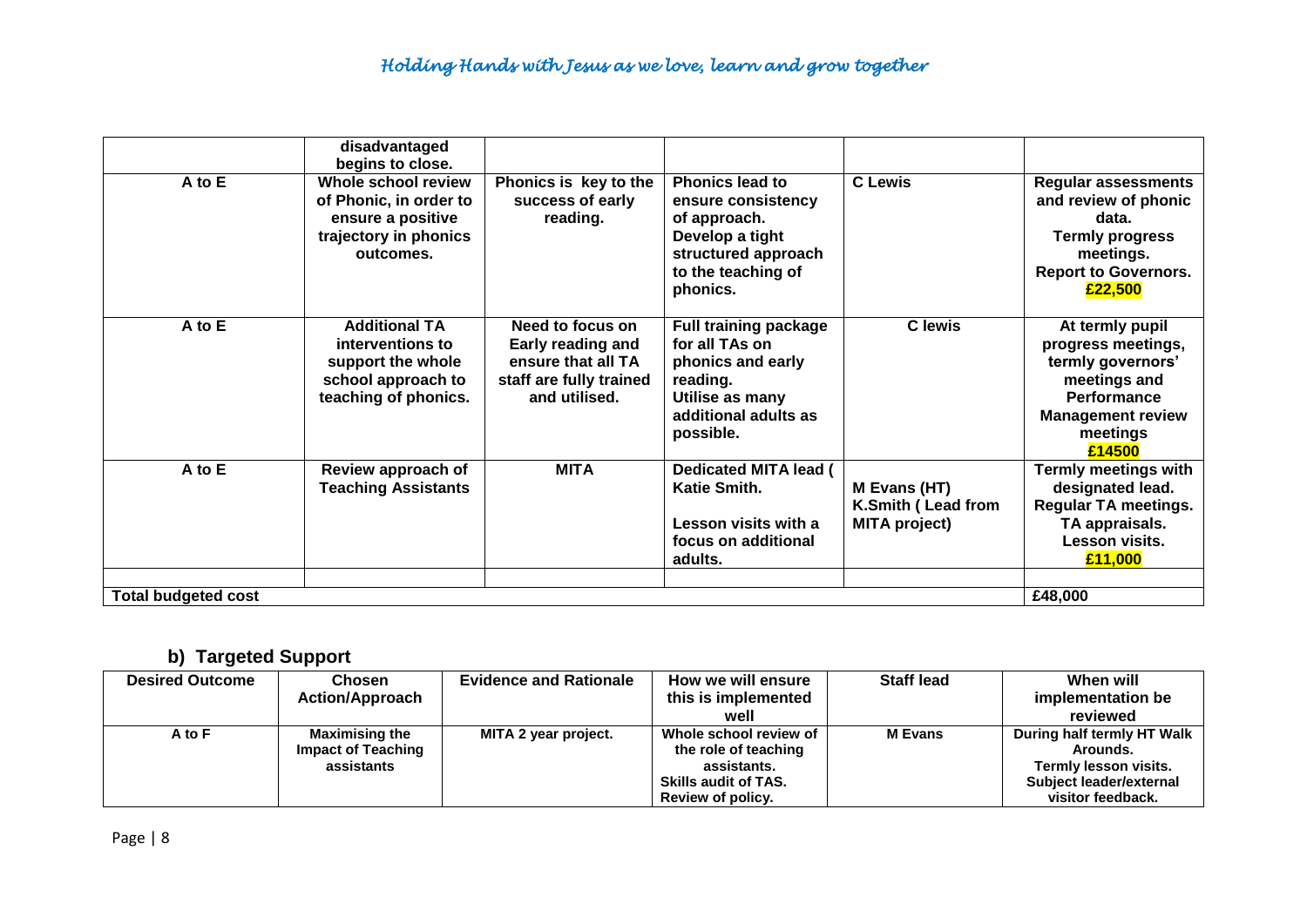| | disadvantaged begins to close. | | | | |
|---|---|---|---|---|---|
| **A to E** | **Whole school review of Phonic, in order to ensure a positive trajectory in phonics outcomes.** | **Phonics is key to the success of early reading.** | **Phonics lead to ensure consistency of approach.**<br>**Develop a tight structured approach to the teaching of phonics.** | **C Lewis** | **Regular assessments and review of phonic data.**<br>**Termly progress meetings.**<br>**Report to Governors.**<br>**£22,500** |
| **A to E** | **Additional TA interventions to support the whole school approach to teaching of phonics.** | **Need to focus on Early reading and ensure that all TA staff are fully trained and utilised.** | **Full training package for all TAs on phonics and early reading.**<br>**Utilise as many additional adults as possible.** | **C lewis** | **At termly pupil progress meetings, termly governors' meetings and Performance Management review meetings**<br>**£14500** |
| **A to E** | **Review approach of Teaching Assistants** | **MITA** | **Dedicated MITA lead ( Katie Smith.**<br>**Lesson visits with a focus on additional adults.** | **M Evans (HT)**<br>**K.Smith ( Lead from MITA project)** | **Termly meetings with designated lead.**<br>**Regular TA meetings.**<br>**TA appraisals.**<br>**Lesson visits.**<br>**£11,000** |
| | | | | | |
| **Total budgeted cost** | | | | | **£48,000** |

## b) Targeted Support

| Desired Outcome | Chosen Action/Approach | Evidence and Rationale | How we will ensure this is implemented well | Staff lead | When will implementation be reviewed |
|---|---|---|---|---|---|
| **A to F** | **Maximising the Impact of Teaching assistants** | **MITA 2 year project.** | **Whole school review of the role of teaching assistants.**<br>**Skills audit of TAS.**<br>**Review of policy.** | **M Evans** | **During half termly HT Walk Arounds.**<br>**Termly lesson visits.**<br>**Subject leader/external visitor feedback.** |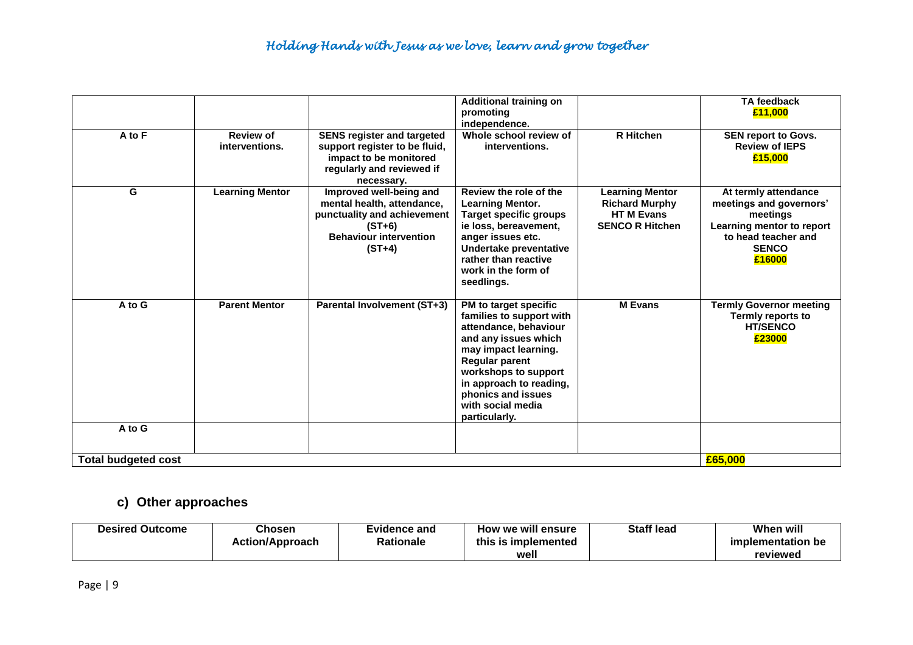| | | | Additional training on promoting independence. | | TA feedback **£11,000** |
|---|---|---|---|---|---|
| **A to F** | **Review of interventions.** | **SENS register and targeted support register to be fluid, impact to be monitored regularly and reviewed if necessary.** | **Whole school review of interventions.** | **R Hitchen** | **SEN report to Govs. Review of IEPS £15,000** |
| **G** | **Learning Mentor** | **Improved well-being and mental health, attendance, punctuality and achievement (ST+6) Behaviour intervention (ST+4)** | **Review the role of the Learning Mentor. Target specific groups ie loss, bereavement, anger issues etc. Undertake preventative rather than reactive work in the form of seedlings.** | **Learning Mentor Richard Murphy HT M Evans SENCO R Hitchen** | **At termly attendance meetings and governors' meetings Learning mentor to report to head teacher and SENCO £16000** |
| **A to G** | **Parent Mentor** | **Parental Involvement (ST+3)** | **PM to target specific families to support with attendance, behaviour and any issues which may impact learning. Regular parent workshops to support in approach to reading, phonics and issues with social media particularly.** | **M Evans** | **Termly Governor meeting Termly reports to HT/SENCO £23000** |
| **A to G** | | | | | |
| **Total budgeted cost** | | | | | **£65,000** |

## c) Other approaches

| Desired Outcome | Chosen Action/Approach | Evidence and Rationale | How we will ensure this is implemented well | Staff lead | When will implementation be reviewed |
|---|---|---|---|---|---|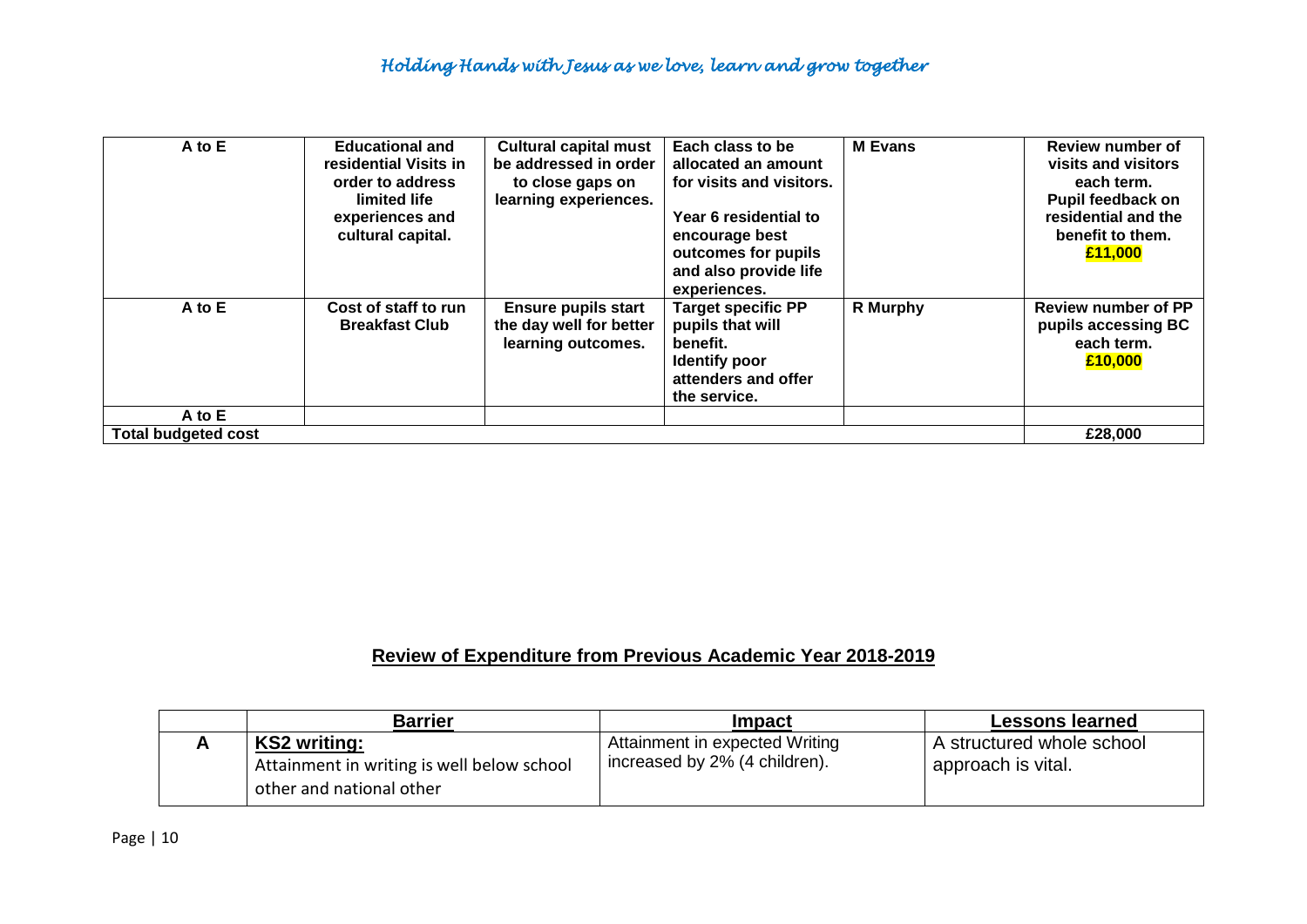| A to E | Educational and residential Visits in order to address limited life experiences and cultural capital. | Cultural capital must be addressed in order to close gaps on learning experiences. | Each class to be allocated an amount for visits and visitors.<br><br>Year 6 residential to encourage best outcomes for pupils and also provide life experiences. | M Evans | Review number of visits and visitors each term. Pupil feedback on residential and the benefit to them. **£11,000** |
|---|---|---|---|---|---|
| A to E | Cost of staff to run Breakfast Club | Ensure pupils start the day well for better learning outcomes. | Target specific PP pupils that will benefit. Identify poor attenders and offer the service. | R Murphy | Review number of PP pupils accessing BC each term. **£10,000** |
| A to E | | | | | |
| **Total budgeted cost** | | | | | **£28,000** |

## Review of Expenditure from Previous Academic Year 2018-2019

| | Barrier | Impact | Lessons learned |
|---|---|---|---|
| **A** | **KS2 writing:**<br>Attainment in writing is well below school other and national other | Attainment in expected Writing increased by 2% (4 children). | A structured whole school approach is vital. |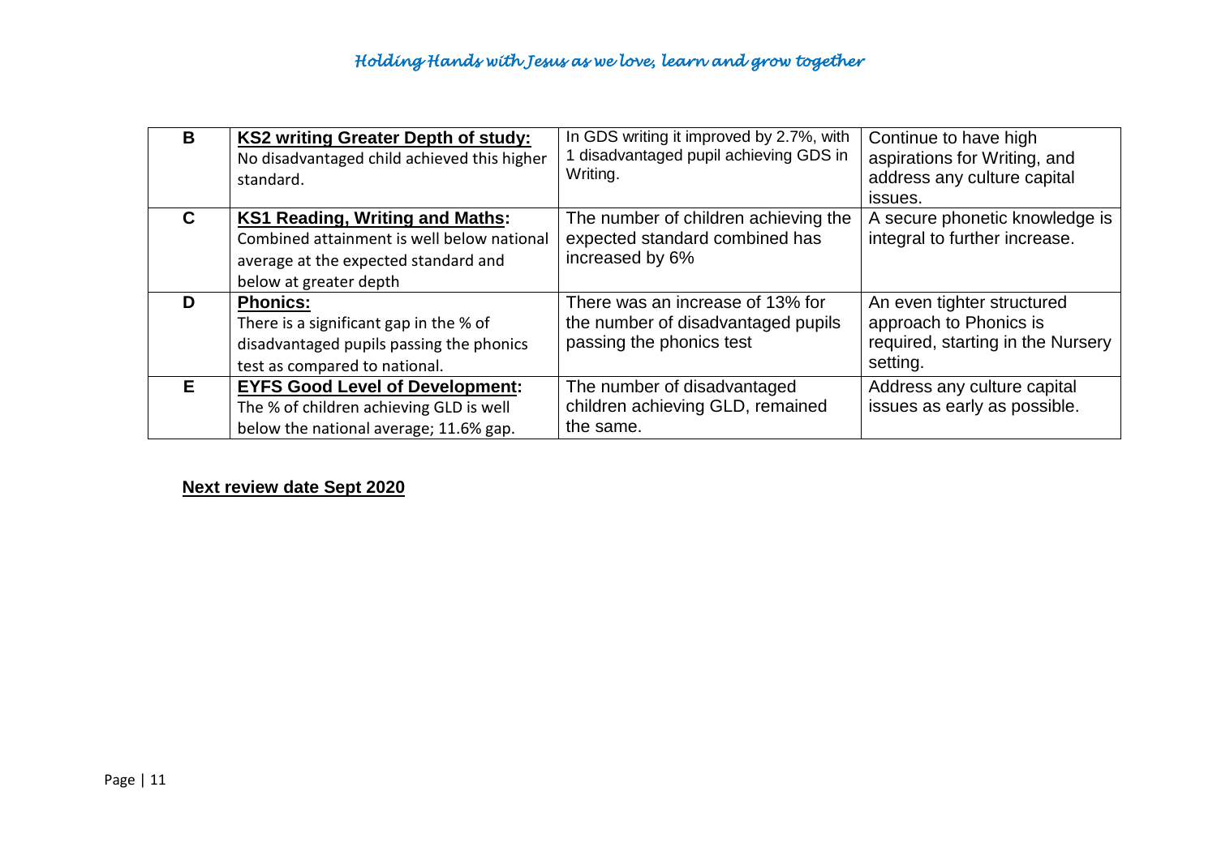| | | | |
|---|---|---|---|
| **B** | **KS2 writing Greater Depth of study:** No disadvantaged child achieved this higher standard. | In GDS writing it improved by 2.7%, with 1 disadvantaged pupil achieving GDS in Writing. | Continue to have high aspirations for Writing, and address any culture capital issues. |
| **C** | **KS1 Reading, Writing and Maths:** Combined attainment is well below national average at the expected standard and below at greater depth | The number of children achieving the expected standard combined has increased by 6% | A secure phonetic knowledge is integral to further increase. |
| **D** | **Phonics:** There is a significant gap in the % of disadvantaged pupils passing the phonics test as compared to national. | There was an increase of 13% for the number of disadvantaged pupils passing the phonics test | An even tighter structured approach to Phonics is required, starting in the Nursery setting. |
| **E** | **EYFS Good Level of Development:** The % of children achieving GLD is well below the national average; 11.6% gap. | The number of disadvantaged children achieving GLD, remained the same. | Address any culture capital issues as early as possible. |

**Next review date Sept 2020**